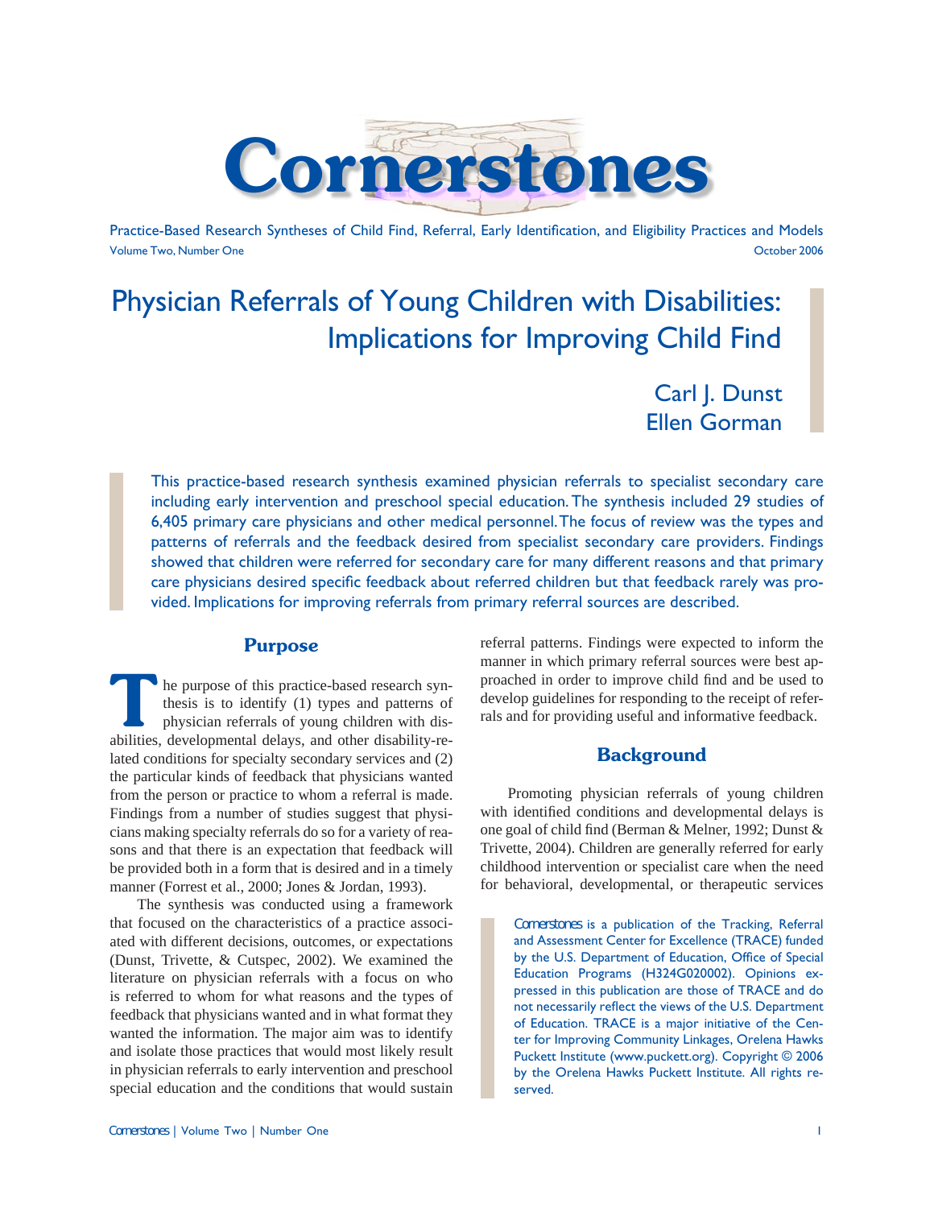# Cornerstones

Practice-Based Research Syntheses of Child Find, Referral, Early Identification, and Eligibility Practices and Models

Volume Two, Number One — October 2006

## Physician Referrals of Young Children with Disabilities: Implications for Improving Child Find

Carl J. Dunst
Ellen Gorman

This practice-based research synthesis examined physician referrals to specialist secondary care including early intervention and preschool special education. The synthesis included 29 studies of 6,405 primary care physicians and other medical personnel. The focus of review was the types and patterns of referrals and the feedback desired from specialist secondary care providers. Findings showed that children were referred for secondary care for many different reasons and that primary care physicians desired specific feedback about referred children but that feedback rarely was provided. Implications for improving referrals from primary referral sources are described.

### Purpose

The purpose of this practice-based research synthesis is to identify (1) types and patterns of physician referrals of young children with disabilities, developmental delays, and other disability-related conditions for specialty secondary services and (2) the particular kinds of feedback that physicians wanted from the person or practice to whom a referral is made. Findings from a number of studies suggest that physicians making specialty referrals do so for a variety of reasons and that there is an expectation that feedback will be provided both in a form that is desired and in a timely manner (Forrest et al., 2000; Jones & Jordan, 1993).

The synthesis was conducted using a framework that focused on the characteristics of a practice associated with different decisions, outcomes, or expectations (Dunst, Trivette, & Cutspec, 2002). We examined the literature on physician referrals with a focus on who is referred to whom for what reasons and the types of feedback that physicians wanted and in what format they wanted the information. The major aim was to identify and isolate those practices that would most likely result in physician referrals to early intervention and preschool special education and the conditions that would sustain referral patterns. Findings were expected to inform the manner in which primary referral sources were best approached in order to improve child find and be used to develop guidelines for responding to the receipt of referrals and for providing useful and informative feedback.

### Background

Promoting physician referrals of young children with identified conditions and developmental delays is one goal of child find (Berman & Melner, 1992; Dunst & Trivette, 2004). Children are generally referred for early childhood intervention or specialist care when the need for behavioral, developmental, or therapeutic services

*Cornerstones* is a publication of the Tracking, Referral and Assessment Center for Excellence (TRACE) funded by the U.S. Department of Education, Office of Special Education Programs (H324G020002). Opinions expressed in this publication are those of TRACE and do not necessarily reflect the views of the U.S. Department of Education. TRACE is a major initiative of the Center for Improving Community Linkages, Orelena Hawks Puckett Institute (www.puckett.org). Copyright © 2006 by the Orelena Hawks Puckett Institute. All rights reserved.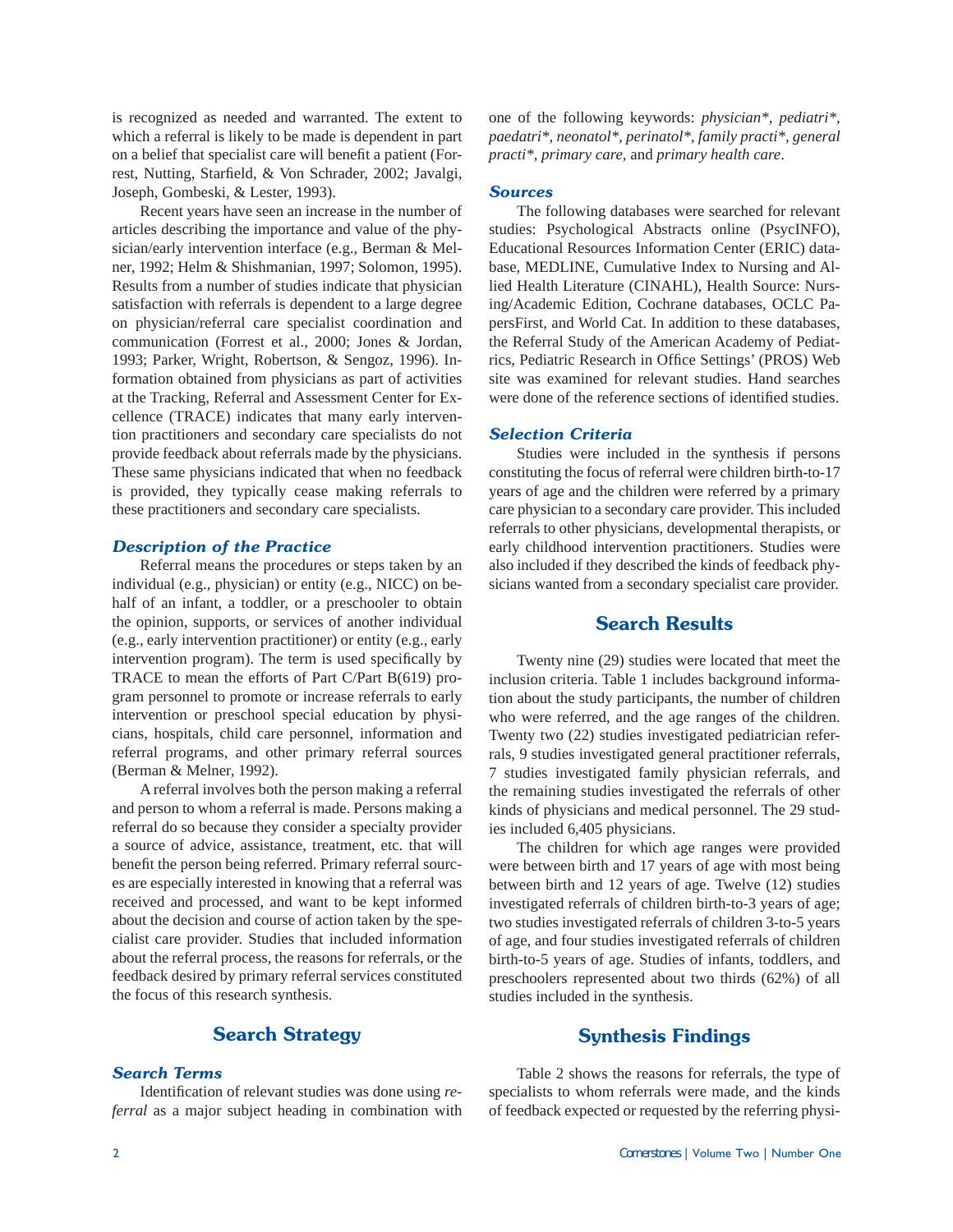is recognized as needed and warranted. The extent to which a referral is likely to be made is dependent in part on a belief that specialist care will benefit a patient (Forrest, Nutting, Starfield, & Von Schrader, 2002; Javalgi, Joseph, Gombeski, & Lester, 1993).

Recent years have seen an increase in the number of articles describing the importance and value of the physician/early intervention interface (e.g., Berman & Melner, 1992; Helm & Shishmanian, 1997; Solomon, 1995). Results from a number of studies indicate that physician satisfaction with referrals is dependent to a large degree on physician/referral care specialist coordination and communication (Forrest et al., 2000; Jones & Jordan, 1993; Parker, Wright, Robertson, & Sengoz, 1996). Information obtained from physicians as part of activities at the Tracking, Referral and Assessment Center for Excellence (TRACE) indicates that many early intervention practitioners and secondary care specialists do not provide feedback about referrals made by the physicians. These same physicians indicated that when no feedback is provided, they typically cease making referrals to these practitioners and secondary care specialists.

### *Description of the Practice*

Referral means the procedures or steps taken by an individual (e.g., physician) or entity (e.g., NICC) on behalf of an infant, a toddler, or a preschooler to obtain the opinion, supports, or services of another individual (e.g., early intervention practitioner) or entity (e.g., early intervention program). The term is used specifically by TRACE to mean the efforts of Part C/Part B(619) program personnel to promote or increase referrals to early intervention or preschool special education by physicians, hospitals, child care personnel, information and referral programs, and other primary referral sources (Berman & Melner, 1992).

A referral involves both the person making a referral and person to whom a referral is made. Persons making a referral do so because they consider a specialty provider a source of advice, assistance, treatment, etc. that will benefit the person being referred. Primary referral sources are especially interested in knowing that a referral was received and processed, and want to be kept informed about the decision and course of action taken by the specialist care provider. Studies that included information about the referral process, the reasons for referrals, or the feedback desired by primary referral services constituted the focus of this research synthesis.

## Search Strategy

### *Search Terms*

Identification of relevant studies was done using *referral* as a major subject heading in combination with one of the following keywords: *physician\**, *pediatri\**, *paedatri\**, *neonatol\**, *perinatol\**, *family practi\**, *general practi\**, *primary care*, and *primary health care*.

### *Sources*

The following databases were searched for relevant studies: Psychological Abstracts online (PsycINFO), Educational Resources Information Center (ERIC) database, MEDLINE, Cumulative Index to Nursing and Allied Health Literature (CINAHL), Health Source: Nursing/Academic Edition, Cochrane databases, OCLC PapersFirst, and World Cat. In addition to these databases, the Referral Study of the American Academy of Pediatrics, Pediatric Research in Office Settings' (PROS) Web site was examined for relevant studies. Hand searches were done of the reference sections of identified studies.

### *Selection Criteria*

Studies were included in the synthesis if persons constituting the focus of referral were children birth-to-17 years of age and the children were referred by a primary care physician to a secondary care provider. This included referrals to other physicians, developmental therapists, or early childhood intervention practitioners. Studies were also included if they described the kinds of feedback physicians wanted from a secondary specialist care provider.

## Search Results

Twenty nine (29) studies were located that meet the inclusion criteria. Table 1 includes background information about the study participants, the number of children who were referred, and the age ranges of the children. Twenty two (22) studies investigated pediatrician referrals, 9 studies investigated general practitioner referrals, 7 studies investigated family physician referrals, and the remaining studies investigated the referrals of other kinds of physicians and medical personnel. The 29 studies included 6,405 physicians.

The children for which age ranges were provided were between birth and 17 years of age with most being between birth and 12 years of age. Twelve (12) studies investigated referrals of children birth-to-3 years of age; two studies investigated referrals of children 3-to-5 years of age, and four studies investigated referrals of children birth-to-5 years of age. Studies of infants, toddlers, and preschoolers represented about two thirds (62%) of all studies included in the synthesis.

## Synthesis Findings

Table 2 shows the reasons for referrals, the type of specialists to whom referrals were made, and the kinds of feedback expected or requested by the referring physi-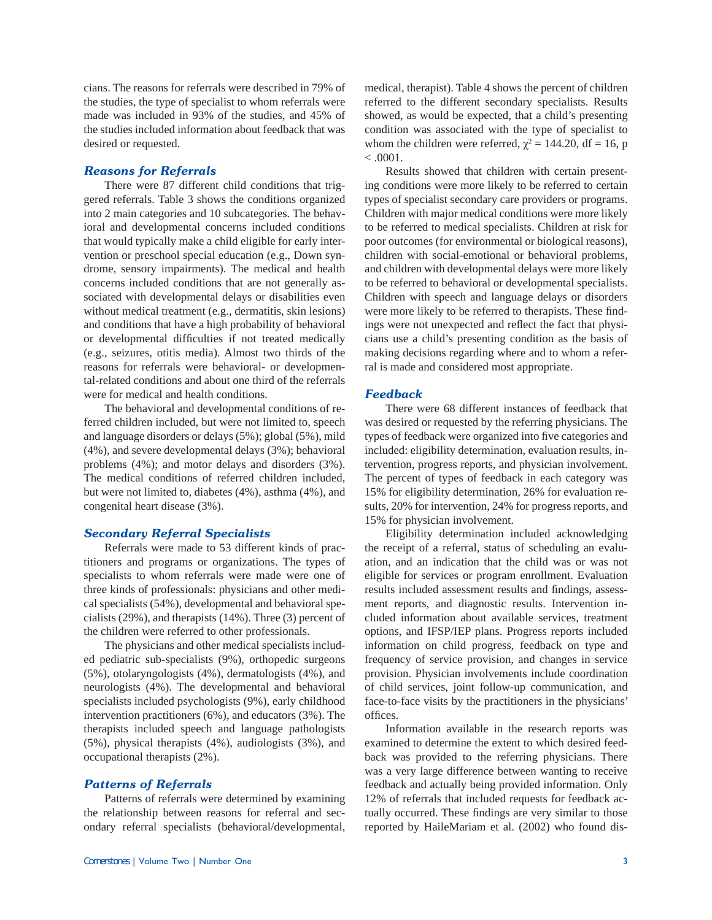cians. The reasons for referrals were described in 79% of the studies, the type of specialist to whom referrals were made was included in 93% of the studies, and 45% of the studies included information about feedback that was desired or requested.

### *Reasons for Referrals*

There were 87 different child conditions that triggered referrals. Table 3 shows the conditions organized into 2 main categories and 10 subcategories. The behavioral and developmental concerns included conditions that would typically make a child eligible for early intervention or preschool special education (e.g., Down syndrome, sensory impairments). The medical and health concerns included conditions that are not generally associated with developmental delays or disabilities even without medical treatment (e.g., dermatitis, skin lesions) and conditions that have a high probability of behavioral or developmental difficulties if not treated medically (e.g., seizures, otitis media). Almost two thirds of the reasons for referrals were behavioral- or developmental-related conditions and about one third of the referrals were for medical and health conditions.

The behavioral and developmental conditions of referred children included, but were not limited to, speech and language disorders or delays (5%); global (5%), mild (4%), and severe developmental delays (3%); behavioral problems (4%); and motor delays and disorders (3%). The medical conditions of referred children included, but were not limited to, diabetes (4%), asthma (4%), and congenital heart disease (3%).

### *Secondary Referral Specialists*

Referrals were made to 53 different kinds of practitioners and programs or organizations. The types of specialists to whom referrals were made were one of three kinds of professionals: physicians and other medical specialists (54%), developmental and behavioral specialists (29%), and therapists (14%). Three (3) percent of the children were referred to other professionals.

The physicians and other medical specialists included pediatric sub-specialists (9%), orthopedic surgeons (5%), otolaryngologists (4%), dermatologists (4%), and neurologists (4%). The developmental and behavioral specialists included psychologists (9%), early childhood intervention practitioners (6%), and educators (3%). The therapists included speech and language pathologists (5%), physical therapists (4%), audiologists (3%), and occupational therapists (2%).

### *Patterns of Referrals*

Patterns of referrals were determined by examining the relationship between reasons for referral and secondary referral specialists (behavioral/developmental, medical, therapist). Table 4 shows the percent of children referred to the different secondary specialists. Results showed, as would be expected, that a child's presenting condition was associated with the type of specialist to whom the children were referred, $\chi^2 = 144.20$, df = 16, $p < .0001$.

Results showed that children with certain presenting conditions were more likely to be referred to certain types of specialist secondary care providers or programs. Children with major medical conditions were more likely to be referred to medical specialists. Children at risk for poor outcomes (for environmental or biological reasons), children with social-emotional or behavioral problems, and children with developmental delays were more likely to be referred to behavioral or developmental specialists. Children with speech and language delays or disorders were more likely to be referred to therapists. These findings were not unexpected and reflect the fact that physicians use a child's presenting condition as the basis of making decisions regarding where and to whom a referral is made and considered most appropriate.

### *Feedback*

There were 68 different instances of feedback that was desired or requested by the referring physicians. The types of feedback were organized into five categories and included: eligibility determination, evaluation results, intervention, progress reports, and physician involvement. The percent of types of feedback in each category was 15% for eligibility determination, 26% for evaluation results, 20% for intervention, 24% for progress reports, and 15% for physician involvement.

Eligibility determination included acknowledging the receipt of a referral, status of scheduling an evaluation, and an indication that the child was or was not eligible for services or program enrollment. Evaluation results included assessment results and findings, assessment reports, and diagnostic results. Intervention included information about available services, treatment options, and IFSP/IEP plans. Progress reports included information on child progress, feedback on type and frequency of service provision, and changes in service provision. Physician involvements include coordination of child services, joint follow-up communication, and face-to-face visits by the practitioners in the physicians' offices.

Information available in the research reports was examined to determine the extent to which desired feedback was provided to the referring physicians. There was a very large difference between wanting to receive feedback and actually being provided information. Only 12% of referrals that included requests for feedback actually occurred. These findings are very similar to those reported by HaileMariam et al. (2002) who found dis-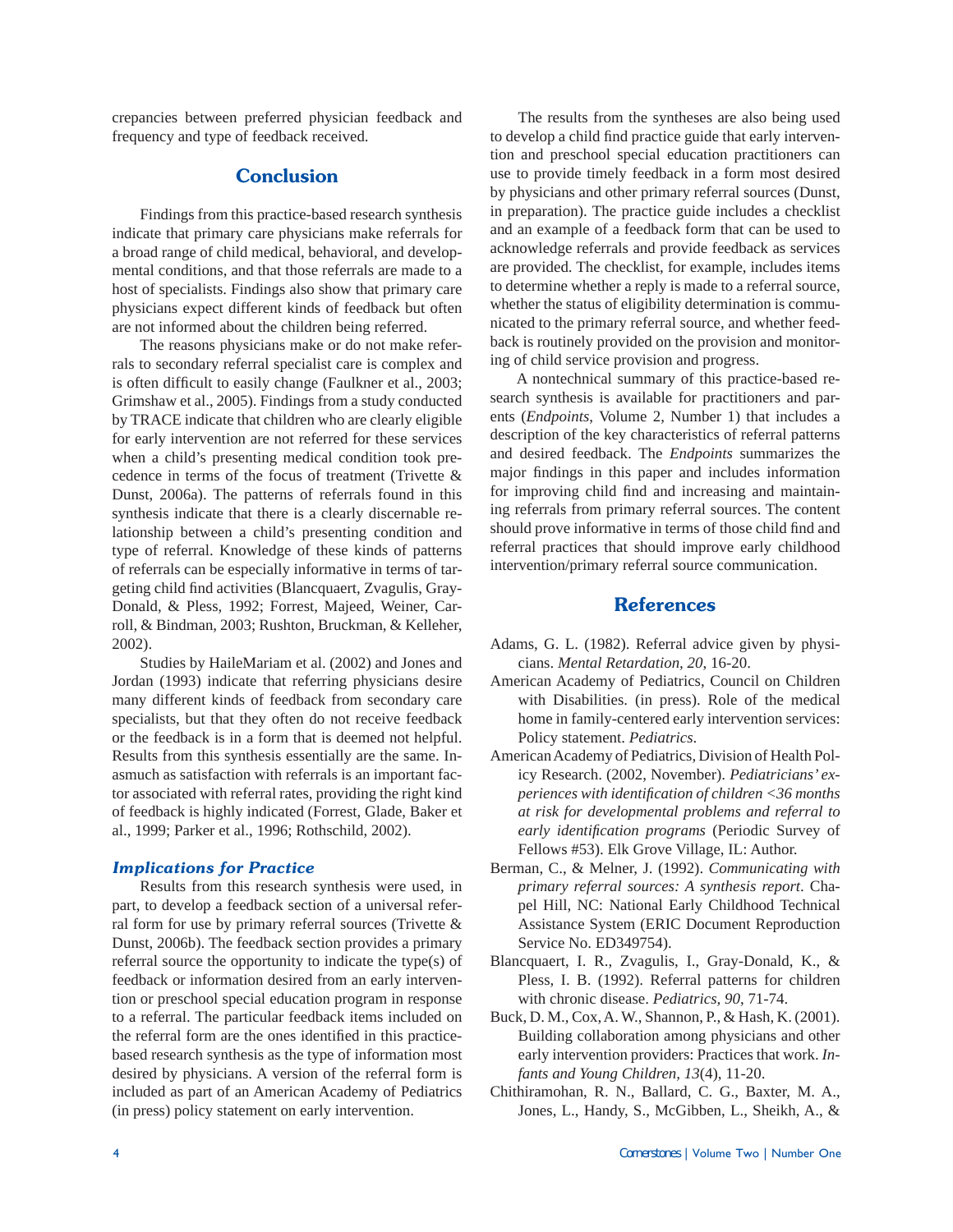crepancies between preferred physician feedback and frequency and type of feedback received.

## Conclusion

Findings from this practice-based research synthesis indicate that primary care physicians make referrals for a broad range of child medical, behavioral, and developmental conditions, and that those referrals are made to a host of specialists. Findings also show that primary care physicians expect different kinds of feedback but often are not informed about the children being referred.

The reasons physicians make or do not make referrals to secondary referral specialist care is complex and is often difficult to easily change (Faulkner et al., 2003; Grimshaw et al., 2005). Findings from a study conducted by TRACE indicate that children who are clearly eligible for early intervention are not referred for these services when a child's presenting medical condition took precedence in terms of the focus of treatment (Trivette & Dunst, 2006a). The patterns of referrals found in this synthesis indicate that there is a clearly discernable relationship between a child's presenting condition and type of referral. Knowledge of these kinds of patterns of referrals can be especially informative in terms of targeting child find activities (Blancquaert, Zvagulis, Gray-Donald, & Pless, 1992; Forrest, Majeed, Weiner, Carroll, & Bindman, 2003; Rushton, Bruckman, & Kelleher, 2002).

Studies by HaileMariam et al. (2002) and Jones and Jordan (1993) indicate that referring physicians desire many different kinds of feedback from secondary care specialists, but that they often do not receive feedback or the feedback is in a form that is deemed not helpful. Results from this synthesis essentially are the same. Inasmuch as satisfaction with referrals is an important factor associated with referral rates, providing the right kind of feedback is highly indicated (Forrest, Glade, Baker et al., 1999; Parker et al., 1996; Rothschild, 2002).

### *Implications for Practice*

Results from this research synthesis were used, in part, to develop a feedback section of a universal referral form for use by primary referral sources (Trivette & Dunst, 2006b). The feedback section provides a primary referral source the opportunity to indicate the type(s) of feedback or information desired from an early intervention or preschool special education program in response to a referral. The particular feedback items included on the referral form are the ones identified in this practice-based research synthesis as the type of information most desired by physicians. A version of the referral form is included as part of an American Academy of Pediatrics (in press) policy statement on early intervention.

The results from the syntheses are also being used to develop a child find practice guide that early intervention and preschool special education practitioners can use to provide timely feedback in a form most desired by physicians and other primary referral sources (Dunst, in preparation). The practice guide includes a checklist and an example of a feedback form that can be used to acknowledge referrals and provide feedback as services are provided. The checklist, for example, includes items to determine whether a reply is made to a referral source, whether the status of eligibility determination is communicated to the primary referral source, and whether feedback is routinely provided on the provision and monitoring of child service provision and progress.

A nontechnical summary of this practice-based research synthesis is available for practitioners and parents (*Endpoints*, Volume 2, Number 1) that includes a description of the key characteristics of referral patterns and desired feedback. The *Endpoints* summarizes the major findings in this paper and includes information for improving child find and increasing and maintaining referrals from primary referral sources. The content should prove informative in terms of those child find and referral practices that should improve early childhood intervention/primary referral source communication.

## References

Adams, G. L. (1982). Referral advice given by physicians. *Mental Retardation, 20*, 16-20.

American Academy of Pediatrics, Council on Children with Disabilities. (in press). Role of the medical home in family-centered early intervention services: Policy statement. *Pediatrics*.

American Academy of Pediatrics, Division of Health Policy Research. (2002, November). *Pediatricians' experiences with identification of children <36 months at risk for developmental problems and referral to early identification programs* (Periodic Survey of Fellows #53). Elk Grove Village, IL: Author.

Berman, C., & Melner, J. (1992). *Communicating with primary referral sources: A synthesis report*. Chapel Hill, NC: National Early Childhood Technical Assistance System (ERIC Document Reproduction Service No. ED349754).

Blancquaert, I. R., Zvagulis, I., Gray-Donald, K., & Pless, I. B. (1992). Referral patterns for children with chronic disease. *Pediatrics, 90*, 71-74.

Buck, D. M., Cox, A. W., Shannon, P., & Hash, K. (2001). Building collaboration among physicians and other early intervention providers: Practices that work. *Infants and Young Children, 13*(4), 11-20.

Chithiramohan, R. N., Ballard, C. G., Baxter, M. A., Jones, L., Handy, S., McGibben, L., Sheikh, A., &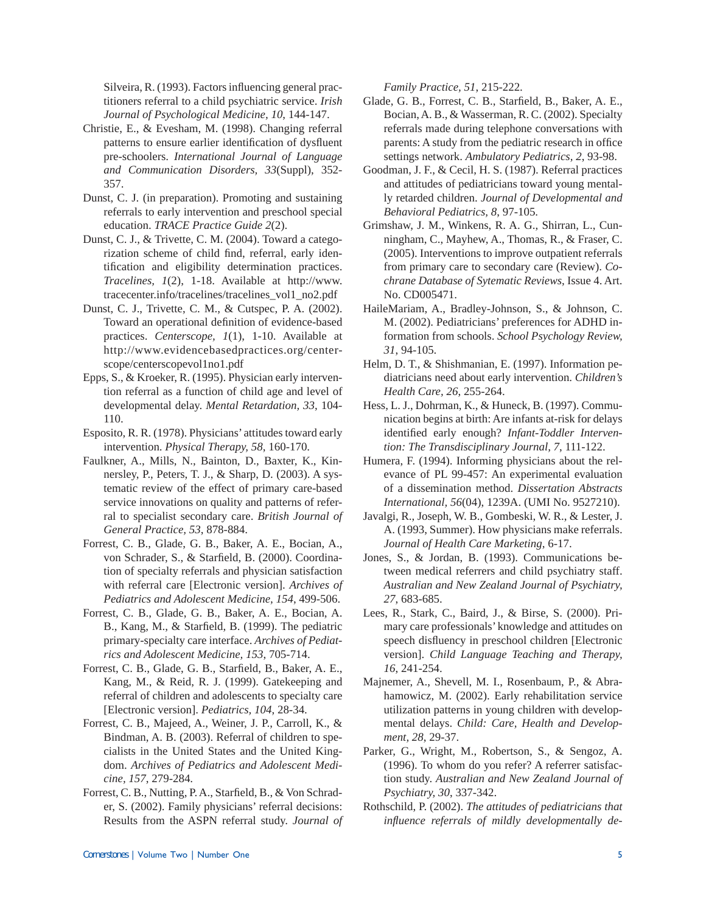Silveira, R. (1993). Factors influencing general practitioners referral to a child psychiatric service. *Irish Journal of Psychological Medicine, 10*, 144-147.

Christie, E., & Evesham, M. (1998). Changing referral patterns to ensure earlier identification of dysfluent pre-schoolers. *International Journal of Language and Communication Disorders, 33*(Suppl), 352-357.

Dunst, C. J. (in preparation). Promoting and sustaining referrals to early intervention and preschool special education. *TRACE Practice Guide 2*(2).

Dunst, C. J., & Trivette, C. M. (2004). Toward a categorization scheme of child find, referral, early identification and eligibility determination practices. *Tracelines, 1*(2), 1-18. Available at http://www.tracecenter.info/tracelines/tracelines_vol1_no2.pdf

Dunst, C. J., Trivette, C. M., & Cutspec, P. A. (2002). Toward an operational definition of evidence-based practices. *Centerscope, 1*(1), 1-10. Available at http://www.evidencebasedpractices.org/centerscope/centerscopevol1no1.pdf

Epps, S., & Kroeker, R. (1995). Physician early intervention referral as a function of child age and level of developmental delay. *Mental Retardation, 33*, 104-110.

Esposito, R. R. (1978). Physicians' attitudes toward early intervention. *Physical Therapy, 58*, 160-170.

Faulkner, A., Mills, N., Bainton, D., Baxter, K., Kinnersley, P., Peters, T. J., & Sharp, D. (2003). A systematic review of the effect of primary care-based service innovations on quality and patterns of referral to specialist secondary care. *British Journal of General Practice, 53*, 878-884.

Forrest, C. B., Glade, G. B., Baker, A. E., Bocian, A., von Schrader, S., & Starfield, B. (2000). Coordination of specialty referrals and physician satisfaction with referral care [Electronic version]. *Archives of Pediatrics and Adolescent Medicine, 154*, 499-506.

Forrest, C. B., Glade, G. B., Baker, A. E., Bocian, A. B., Kang, M., & Starfield, B. (1999). The pediatric primary-specialty care interface. *Archives of Pediatrics and Adolescent Medicine, 153*, 705-714.

Forrest, C. B., Glade, G. B., Starfield, B., Baker, A. E., Kang, M., & Reid, R. J. (1999). Gatekeeping and referral of children and adolescents to specialty care [Electronic version]. *Pediatrics, 104*, 28-34.

Forrest, C. B., Majeed, A., Weiner, J. P., Carroll, K., & Bindman, A. B. (2003). Referral of children to specialists in the United States and the United Kingdom. *Archives of Pediatrics and Adolescent Medicine, 157*, 279-284.

Forrest, C. B., Nutting, P. A., Starfield, B., & Von Schrader, S. (2002). Family physicians' referral decisions: Results from the ASPN referral study. *Journal of Family Practice, 51*, 215-222.

Glade, G. B., Forrest, C. B., Starfield, B., Baker, A. E., Bocian, A. B., & Wasserman, R. C. (2002). Specialty referrals made during telephone conversations with parents: A study from the pediatric research in office settings network. *Ambulatory Pediatrics, 2*, 93-98.

Goodman, J. F., & Cecil, H. S. (1987). Referral practices and attitudes of pediatricians toward young mentally retarded children. *Journal of Developmental and Behavioral Pediatrics, 8*, 97-105.

Grimshaw, J. M., Winkens, R. A. G., Shirran, L., Cunningham, C., Mayhew, A., Thomas, R., & Fraser, C. (2005). Interventions to improve outpatient referrals from primary care to secondary care (Review). *Cochrane Database of Sytematic Reviews*, Issue 4. Art. No. CD005471.

HaileMariam, A., Bradley-Johnson, S., & Johnson, C. M. (2002). Pediatricians' preferences for ADHD information from schools. *School Psychology Review, 31*, 94-105.

Helm, D. T., & Shishmanian, E. (1997). Information pediatricians need about early intervention. *Children's Health Care, 26*, 255-264.

Hess, L. J., Dohrman, K., & Huneck, B. (1997). Communication begins at birth: Are infants at-risk for delays identified early enough? *Infant-Toddler Intervention: The Transdisciplinary Journal, 7*, 111-122.

Humera, F. (1994). Informing physicians about the relevance of PL 99-457: An experimental evaluation of a dissemination method. *Dissertation Abstracts International, 56*(04), 1239A. (UMI No. 9527210).

Javalgi, R., Joseph, W. B., Gombeski, W. R., & Lester, J. A. (1993, Summer). How physicians make referrals. *Journal of Health Care Marketing*, 6-17.

Jones, S., & Jordan, B. (1993). Communications between medical referrers and child psychiatry staff. *Australian and New Zealand Journal of Psychiatry, 27*, 683-685.

Lees, R., Stark, C., Baird, J., & Birse, S. (2000). Primary care professionals' knowledge and attitudes on speech disfluency in preschool children [Electronic version]. *Child Language Teaching and Therapy, 16*, 241-254.

Majnemer, A., Shevell, M. I., Rosenbaum, P., & Abrahamowicz, M. (2002). Early rehabilitation service utilization patterns in young children with developmental delays. *Child: Care, Health and Development, 28*, 29-37.

Parker, G., Wright, M., Robertson, S., & Sengoz, A. (1996). To whom do you refer? A referrer satisfaction study. *Australian and New Zealand Journal of Psychiatry, 30*, 337-342.

Rothschild, P. (2002). *The attitudes of pediatricians that influence referrals of mildly developmentally de-*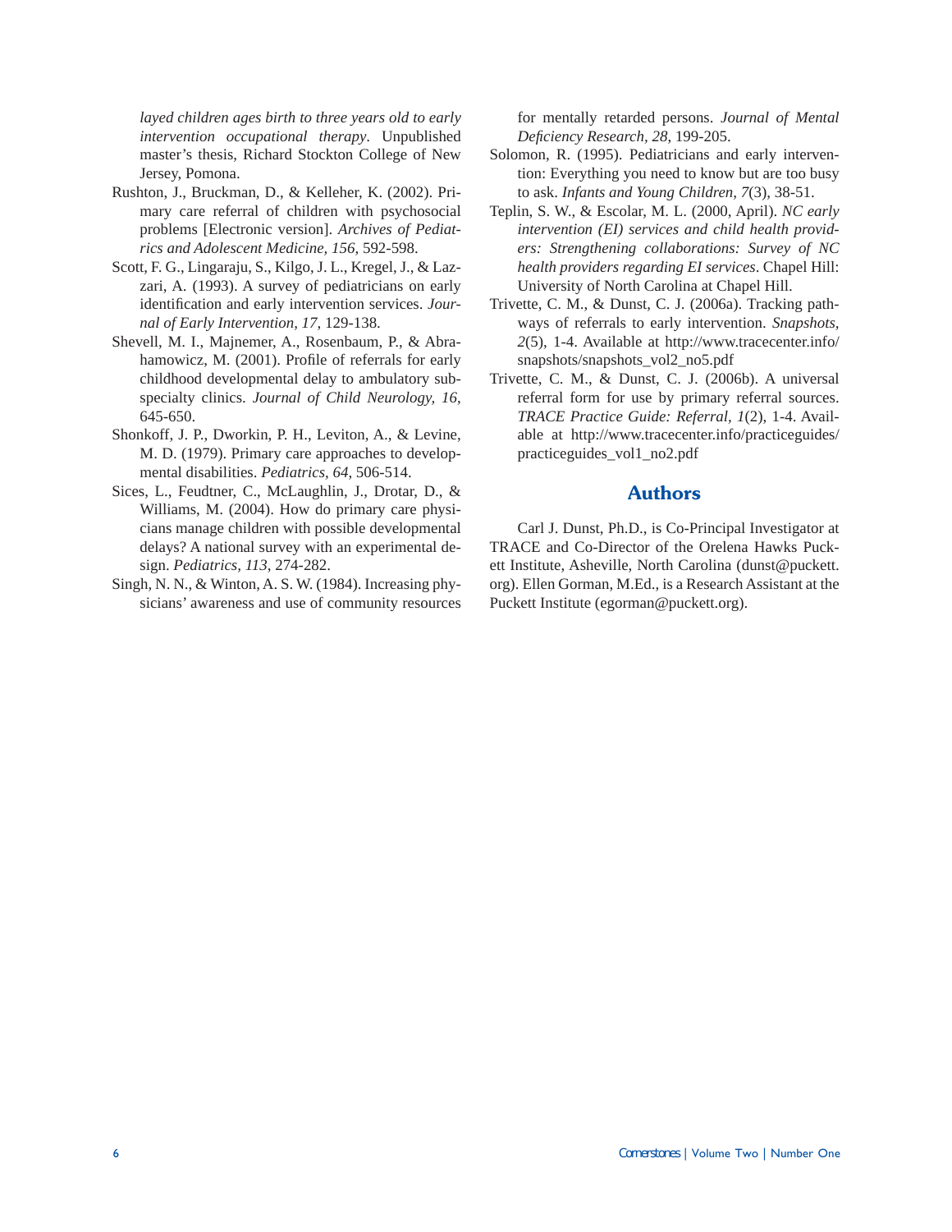*layed children ages birth to three years old to early intervention occupational therapy*. Unpublished master's thesis, Richard Stockton College of New Jersey, Pomona.

Rushton, J., Bruckman, D., & Kelleher, K. (2002). Primary care referral of children with psychosocial problems [Electronic version]. *Archives of Pediatrics and Adolescent Medicine, 156*, 592-598.

Scott, F. G., Lingaraju, S., Kilgo, J. L., Kregel, J., & Lazzari, A. (1993). A survey of pediatricians on early identification and early intervention services. *Journal of Early Intervention, 17*, 129-138.

Shevell, M. I., Majnemer, A., Rosenbaum, P., & Abrahamowicz, M. (2001). Profile of referrals for early childhood developmental delay to ambulatory subspecialty clinics. *Journal of Child Neurology, 16*, 645-650.

Shonkoff, J. P., Dworkin, P. H., Leviton, A., & Levine, M. D. (1979). Primary care approaches to developmental disabilities. *Pediatrics, 64*, 506-514.

Sices, L., Feudtner, C., McLaughlin, J., Drotar, D., & Williams, M. (2004). How do primary care physicians manage children with possible developmental delays? A national survey with an experimental design. *Pediatrics, 113*, 274-282.

Singh, N. N., & Winton, A. S. W. (1984). Increasing physicians' awareness and use of community resources for mentally retarded persons. *Journal of Mental Deficiency Research, 28*, 199-205.

Solomon, R. (1995). Pediatricians and early intervention: Everything you need to know but are too busy to ask. *Infants and Young Children, 7*(3), 38-51.

Teplin, S. W., & Escolar, M. L. (2000, April). *NC early intervention (EI) services and child health providers: Strengthening collaborations: Survey of NC health providers regarding EI services*. Chapel Hill: University of North Carolina at Chapel Hill.

Trivette, C. M., & Dunst, C. J. (2006a). Tracking pathways of referrals to early intervention. *Snapshots, 2*(5), 1-4. Available at http://www.tracecenter.info/snapshots/snapshots_vol2_no5.pdf

Trivette, C. M., & Dunst, C. J. (2006b). A universal referral form for use by primary referral sources. *TRACE Practice Guide: Referral, 1*(2), 1-4. Available at http://www.tracecenter.info/practiceguides/practiceguides_vol1_no2.pdf

## Authors

Carl J. Dunst, Ph.D., is Co-Principal Investigator at TRACE and Co-Director of the Orelena Hawks Puckett Institute, Asheville, North Carolina (dunst@puckett.org). Ellen Gorman, M.Ed., is a Research Assistant at the Puckett Institute (egorman@puckett.org).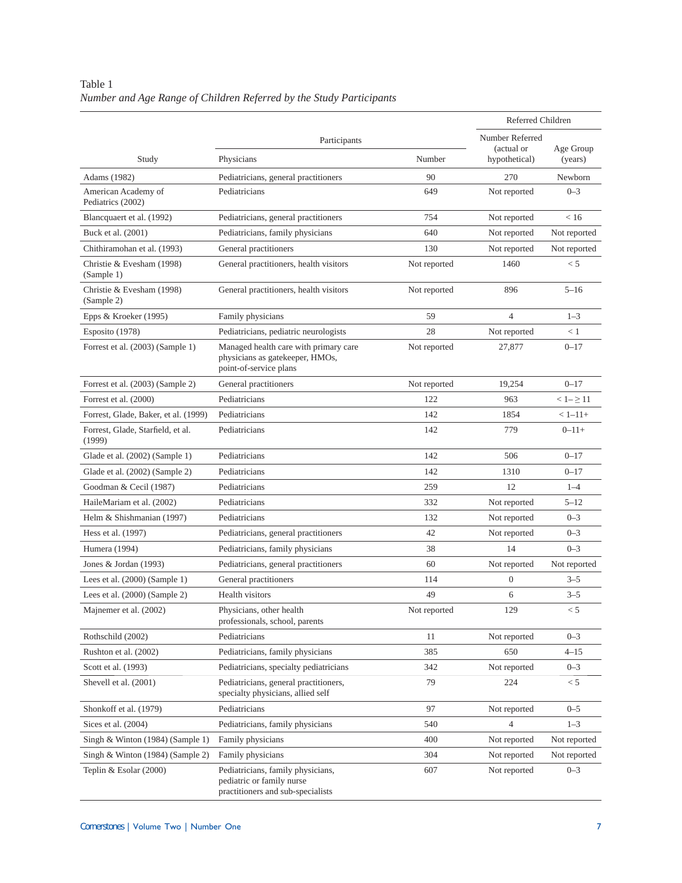Table 1

*Number and Age Range of Children Referred by the Study Participants*

| Study | Participants | | Referred Children | |
|---|---|---|---|---|
| | Physicians | Number | Number Referred (actual or hypothetical) | Age Group (years) |
| Adams (1982) | Pediatricians, general practitioners | 90 | 270 | Newborn |
| American Academy of Pediatrics (2002) | Pediatricians | 649 | Not reported | 0–3 |
| Blancquaert et al. (1992) | Pediatricians, general practitioners | 754 | Not reported | < 16 |
| Buck et al. (2001) | Pediatricians, family physicians | 640 | Not reported | Not reported |
| Chithiramohan et al. (1993) | General practitioners | 130 | Not reported | Not reported |
| Christie & Evesham (1998) (Sample 1) | General practitioners, health visitors | Not reported | 1460 | < 5 |
| Christie & Evesham (1998) (Sample 2) | General practitioners, health visitors | Not reported | 896 | 5–16 |
| Epps & Kroeker (1995) | Family physicians | 59 | 4 | 1–3 |
| Esposito (1978) | Pediatricians, pediatric neurologists | 28 | Not reported | < 1 |
| Forrest et al. (2003) (Sample 1) | Managed health care with primary care physicians as gatekeeper, HMOs, point-of-service plans | Not reported | 27,877 | 0–17 |
| Forrest et al. (2003) (Sample 2) | General practitioners | Not reported | 19,254 | 0–17 |
| Forrest et al. (2000) | Pediatricians | 122 | 963 | < 1– ≥ 11 |
| Forrest, Glade, Baker, et al. (1999) | Pediatricians | 142 | 1854 | < 1–11+ |
| Forrest, Glade, Starfield, et al. (1999) | Pediatricians | 142 | 779 | 0–11+ |
| Glade et al. (2002) (Sample 1) | Pediatricians | 142 | 506 | 0–17 |
| Glade et al. (2002) (Sample 2) | Pediatricians | 142 | 1310 | 0–17 |
| Goodman & Cecil (1987) | Pediatricians | 259 | 12 | 1–4 |
| HaileMariam et al. (2002) | Pediatricians | 332 | Not reported | 5–12 |
| Helm & Shishmanian (1997) | Pediatricians | 132 | Not reported | 0–3 |
| Hess et al. (1997) | Pediatricians, general practitioners | 42 | Not reported | 0–3 |
| Humera (1994) | Pediatricians, family physicians | 38 | 14 | 0–3 |
| Jones & Jordan (1993) | Pediatricians, general practitioners | 60 | Not reported | Not reported |
| Lees et al. (2000) (Sample 1) | General practitioners | 114 | 0 | 3–5 |
| Lees et al. (2000) (Sample 2) | Health visitors | 49 | 6 | 3–5 |
| Majnemer et al. (2002) | Physicians, other health professionals, school, parents | Not reported | 129 | < 5 |
| Rothschild (2002) | Pediatricians | 11 | Not reported | 0–3 |
| Rushton et al. (2002) | Pediatricians, family physicians | 385 | 650 | 4–15 |
| Scott et al. (1993) | Pediatricians, specialty pediatricians | 342 | Not reported | 0–3 |
| Shevell et al. (2001) | Pediatricians, general practitioners, specialty physicians, allied self | 79 | 224 | < 5 |
| Shonkoff et al. (1979) | Pediatricians | 97 | Not reported | 0–5 |
| Sices et al. (2004) | Pediatricians, family physicians | 540 | 4 | 1–3 |
| Singh & Winton (1984) (Sample 1) | Family physicians | 400 | Not reported | Not reported |
| Singh & Winton (1984) (Sample 2) | Family physicians | 304 | Not reported | Not reported |
| Teplin & Esolar (2000) | Pediatricians, family physicians, pediatric or family nurse practitioners and sub-specialists | 607 | Not reported | 0–3 |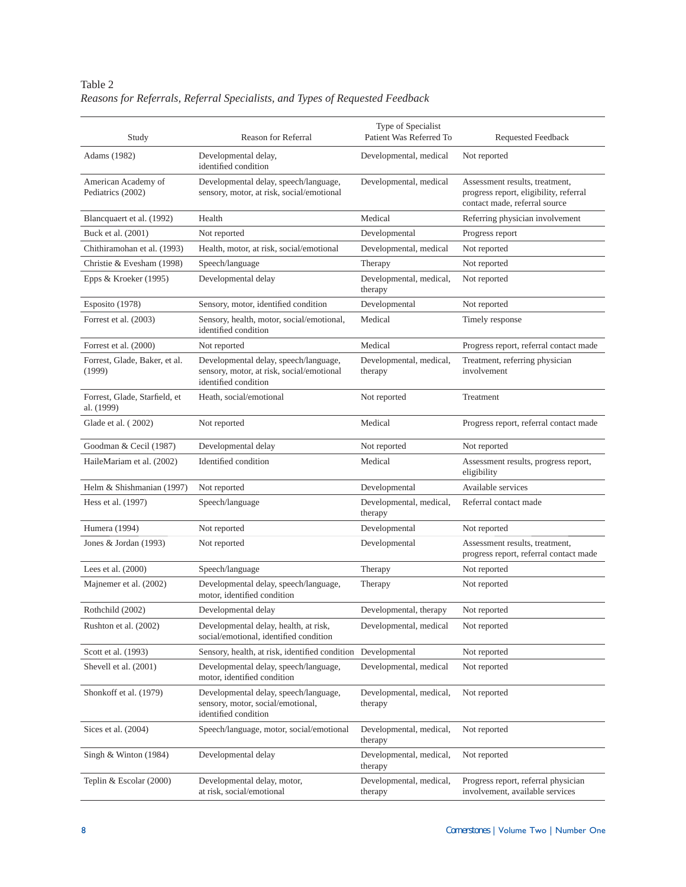Table 2

*Reasons for Referrals, Referral Specialists, and Types of Requested Feedback*

| Study | Reason for Referral | Type of Specialist Patient Was Referred To | Requested Feedback |
|---|---|---|---|
| Adams (1982) | Developmental delay, identified condition | Developmental, medical | Not reported |
| American Academy of Pediatrics (2002) | Developmental delay, speech/language, sensory, motor, at risk, social/emotional | Developmental, medical | Assessment results, treatment, progress report, eligibility, referral contact made, referral source |
| Blancquaert et al. (1992) | Health | Medical | Referring physician involvement |
| Buck et al. (2001) | Not reported | Developmental | Progress report |
| Chithiramohan et al. (1993) | Health, motor, at risk, social/emotional | Developmental, medical | Not reported |
| Christie & Evesham (1998) | Speech/language | Therapy | Not reported |
| Epps & Kroeker (1995) | Developmental delay | Developmental, medical, therapy | Not reported |
| Esposito (1978) | Sensory, motor, identified condition | Developmental | Not reported |
| Forrest et al. (2003) | Sensory, health, motor, social/emotional, identified condition | Medical | Timely response |
| Forrest et al. (2000) | Not reported | Medical | Progress report, referral contact made |
| Forrest, Glade, Baker, et al. (1999) | Developmental delay, speech/language, sensory, motor, at risk, social/emotional identified condition | Developmental, medical, therapy | Treatment, referring physician involvement |
| Forrest, Glade, Starfield, et al. (1999) | Heath, social/emotional | Not reported | Treatment |
| Glade et al. ( 2002) | Not reported | Medical | Progress report, referral contact made |
| Goodman & Cecil (1987) | Developmental delay | Not reported | Not reported |
| HaileMariam et al. (2002) | Identified condition | Medical | Assessment results, progress report, eligibility |
| Helm & Shishmanian (1997) | Not reported | Developmental | Available services |
| Hess et al. (1997) | Speech/language | Developmental, medical, therapy | Referral contact made |
| Humera (1994) | Not reported | Developmental | Not reported |
| Jones & Jordan (1993) | Not reported | Developmental | Assessment results, treatment, progress report, referral contact made |
| Lees et al. (2000) | Speech/language | Therapy | Not reported |
| Majnemer et al. (2002) | Developmental delay, speech/language, motor, identified condition | Therapy | Not reported |
| Rothchild (2002) | Developmental delay | Developmental, therapy | Not reported |
| Rushton et al. (2002) | Developmental delay, health, at risk, social/emotional, identified condition | Developmental, medical | Not reported |
| Scott et al. (1993) | Sensory, health, at risk, identified condition | Developmental | Not reported |
| Shevell et al. (2001) | Developmental delay, speech/language, motor, identified condition | Developmental, medical | Not reported |
| Shonkoff et al. (1979) | Developmental delay, speech/language, sensory, motor, social/emotional, identified condition | Developmental, medical, therapy | Not reported |
| Sices et al. (2004) | Speech/language, motor, social/emotional | Developmental, medical, therapy | Not reported |
| Singh & Winton (1984) | Developmental delay | Developmental, medical, therapy | Not reported |
| Teplin & Escolar (2000) | Developmental delay, motor, at risk, social/emotional | Developmental, medical, therapy | Progress report, referral physician involvement, available services |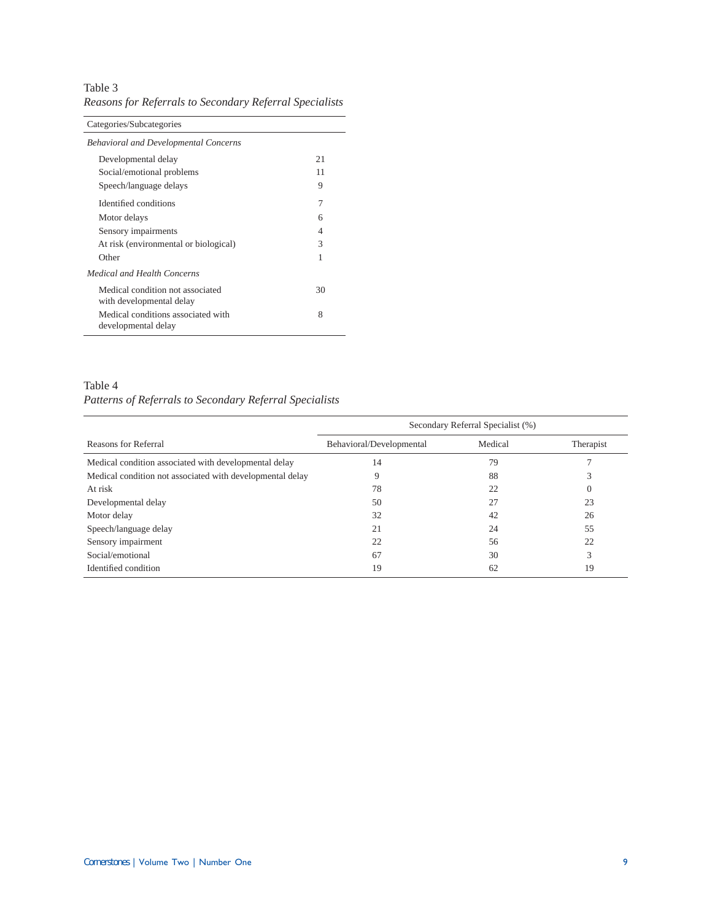Table 3

*Reasons for Referrals to Secondary Referral Specialists*

| Categories/Subcategories | |
|---|---|
| *Behavioral and Developmental Concerns* | |
| Developmental delay | 21 |
| Social/emotional problems | 11 |
| Speech/language delays | 9 |
| Identified conditions | 7 |
| Motor delays | 6 |
| Sensory impairments | 4 |
| At risk (environmental or biological) | 3 |
| Other | 1 |
| *Medical and Health Concerns* | |
| Medical condition not associated with developmental delay | 30 |
| Medical conditions associated with developmental delay | 8 |

Table 4

*Patterns of Referrals to Secondary Referral Specialists*

| | Secondary Referral Specialist (%) | | |
|---|---|---|---|
| Reasons for Referral | Behavioral/Developmental | Medical | Therapist |
| Medical condition associated with developmental delay | 14 | 79 | 7 |
| Medical condition not associated with developmental delay | 9 | 88 | 3 |
| At risk | 78 | 22 | 0 |
| Developmental delay | 50 | 27 | 23 |
| Motor delay | 32 | 42 | 26 |
| Speech/language delay | 21 | 24 | 55 |
| Sensory impairment | 22 | 56 | 22 |
| Social/emotional | 67 | 30 | 3 |
| Identified condition | 19 | 62 | 19 |